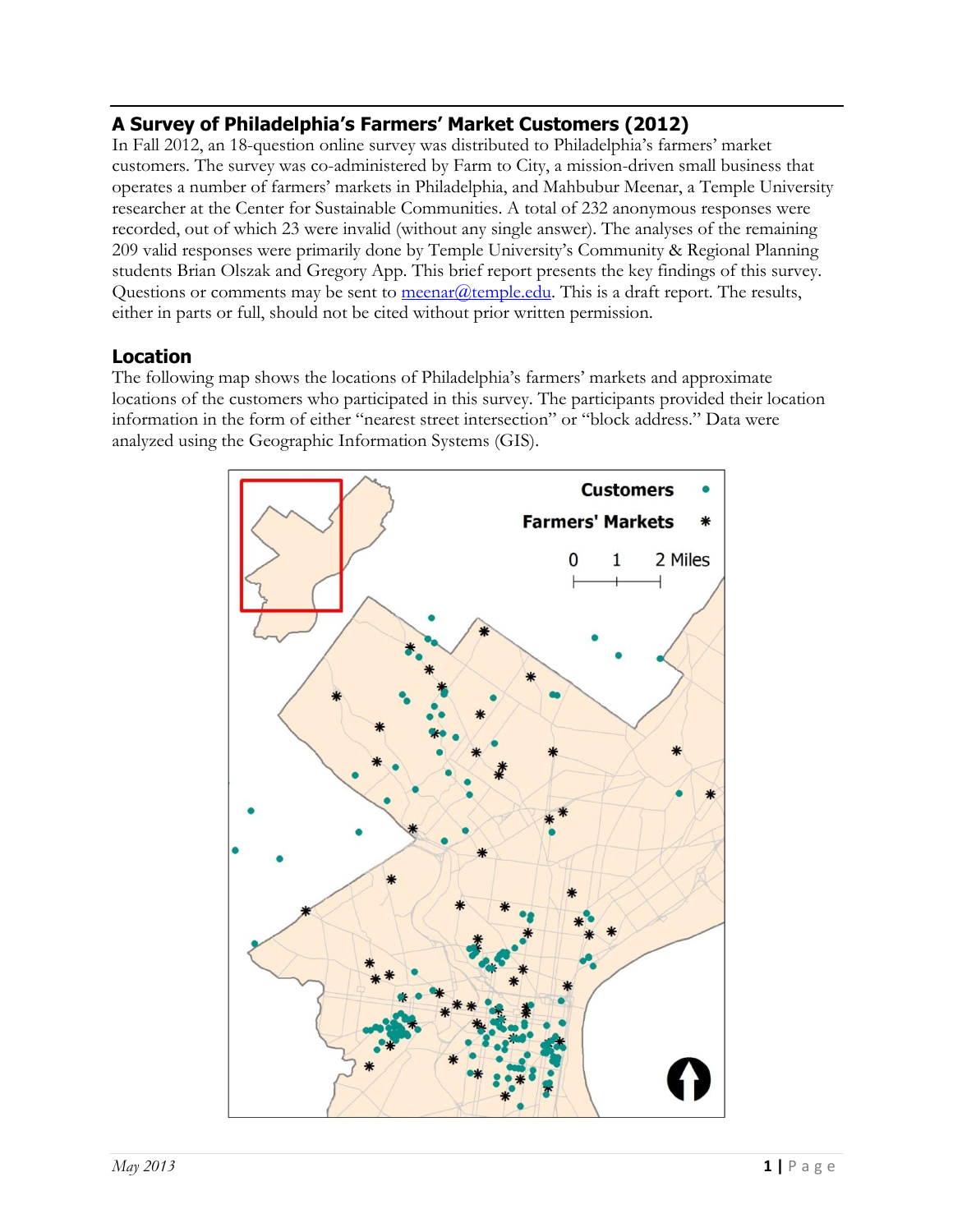## A Survey of Philadelphia's Farmers' Market Customers (2012)

In Fall 2012, an 18-question online survey was distributed to Philadelphia's farmers' market customers. The survey was co-administered by Farm to City, a mission-driven small business that operates a number of farmers' markets in Philadelphia, and Mahbubur Meenar, a Temple University researcher at the Center for Sustainable Communities. A total of 232 anonymous responses were recorded, out of which 23 were invalid (without any single answer). The analyses of the remaining 209 valid responses were primarily done by Temple University's Community & Regional Planning students Brian Olszak and Gregory App. This brief report presents the key findings of this survey. Questions or comments may be sent to meenar@temple.edu. This is a draft report. The results, either in parts or full, should not be cited without prior written permission.

## Location

The following map shows the locations of Philadelphia's farmers' markets and approximate locations of the customers who participated in this survey. The participants provided their location information in the form of either "nearest street intersection" or "block address." Data were analyzed using the Geographic Information Systems (GIS).

Customers •
Farmers' Markets *
0 1 2 Miles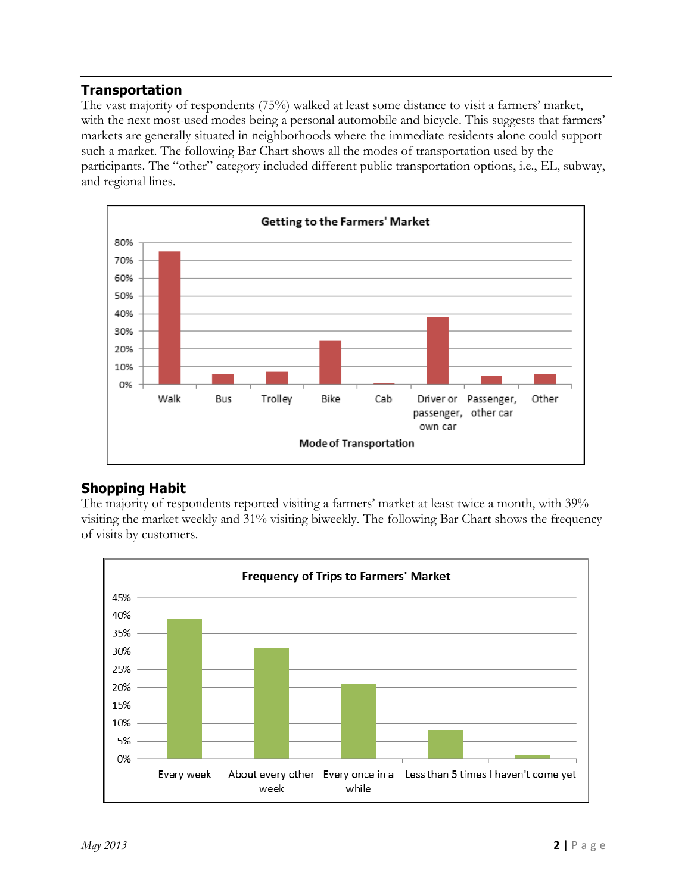## Transportation

The vast majority of respondents (75%) walked at least some distance to visit a farmers' market, with the next most-used modes being a personal automobile and bicycle. This suggests that farmers' markets are generally situated in neighborhoods where the immediate residents alone could support such a market. The following Bar Chart shows all the modes of transportation used by the participants. The "other" category included different public transportation options, i.e., EL, subway, and regional lines.

## Shopping Habit

The majority of respondents reported visiting a farmers' market at least twice a month, with 39% visiting the market weekly and 31% visiting biweekly. The following Bar Chart shows the frequency of visits by customers.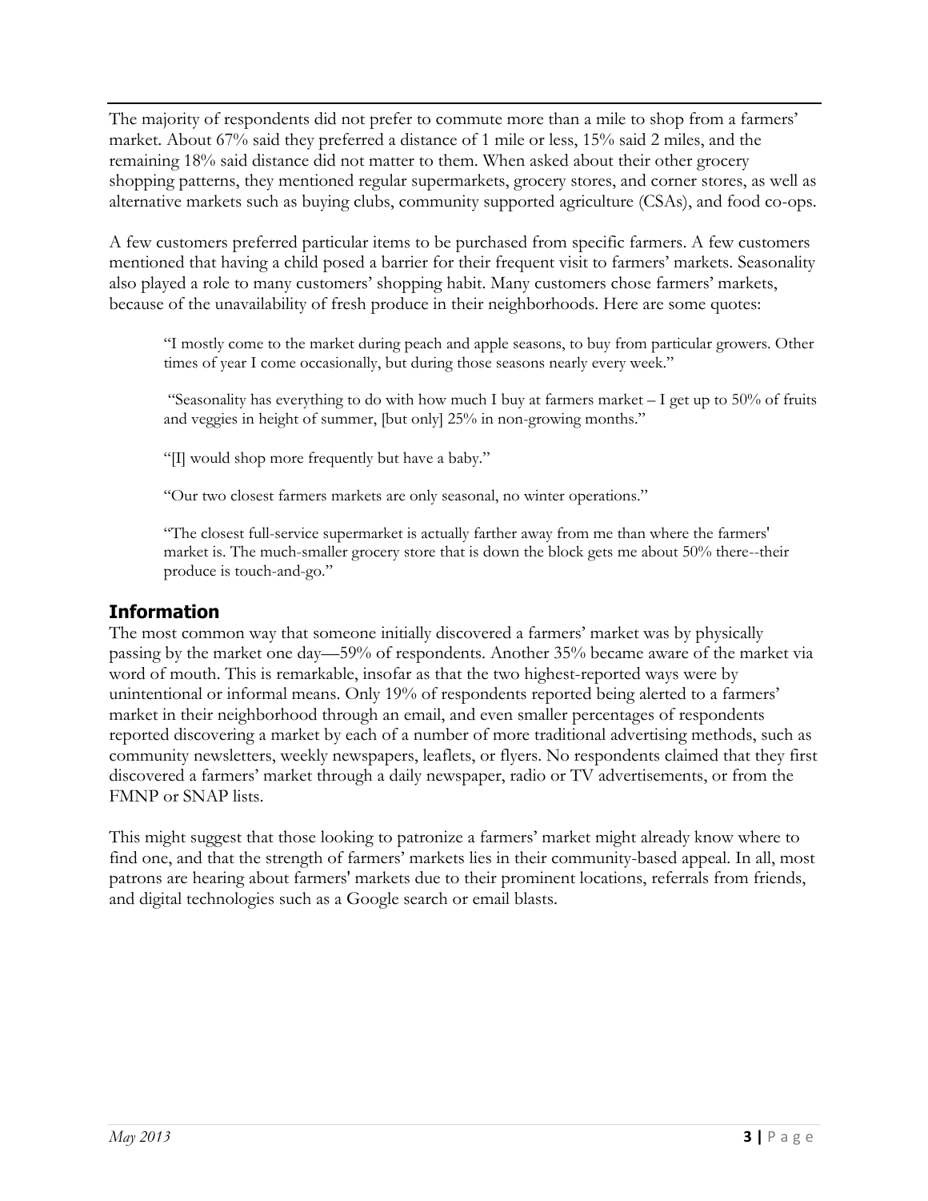The majority of respondents did not prefer to commute more than a mile to shop from a farmers' market. About 67% said they preferred a distance of 1 mile or less, 15% said 2 miles, and the remaining 18% said distance did not matter to them. When asked about their other grocery shopping patterns, they mentioned regular supermarkets, grocery stores, and corner stores, as well as alternative markets such as buying clubs, community supported agriculture (CSAs), and food co-ops.

A few customers preferred particular items to be purchased from specific farmers. A few customers mentioned that having a child posed a barrier for their frequent visit to farmers' markets. Seasonality also played a role to many customers' shopping habit. Many customers chose farmers' markets, because of the unavailability of fresh produce in their neighborhoods. Here are some quotes:

> "I mostly come to the market during peach and apple seasons, to buy from particular growers. Other times of year I come occasionally, but during those seasons nearly every week."
>
> "Seasonality has everything to do with how much I buy at farmers market – I get up to 50% of fruits and veggies in height of summer, [but only] 25% in non-growing months."
>
> "[I] would shop more frequently but have a baby."
>
> "Our two closest farmers markets are only seasonal, no winter operations."
>
> "The closest full-service supermarket is actually farther away from me than where the farmers' market is. The much-smaller grocery store that is down the block gets me about 50% there--their produce is touch-and-go."

## Information

The most common way that someone initially discovered a farmers' market was by physically passing by the market one day—59% of respondents. Another 35% became aware of the market via word of mouth. This is remarkable, insofar as that the two highest-reported ways were by unintentional or informal means. Only 19% of respondents reported being alerted to a farmers' market in their neighborhood through an email, and even smaller percentages of respondents reported discovering a market by each of a number of more traditional advertising methods, such as community newsletters, weekly newspapers, leaflets, or flyers. No respondents claimed that they first discovered a farmers' market through a daily newspaper, radio or TV advertisements, or from the FMNP or SNAP lists.

This might suggest that those looking to patronize a farmers' market might already know where to find one, and that the strength of farmers' markets lies in their community-based appeal. In all, most patrons are hearing about farmers' markets due to their prominent locations, referrals from friends, and digital technologies such as a Google search or email blasts.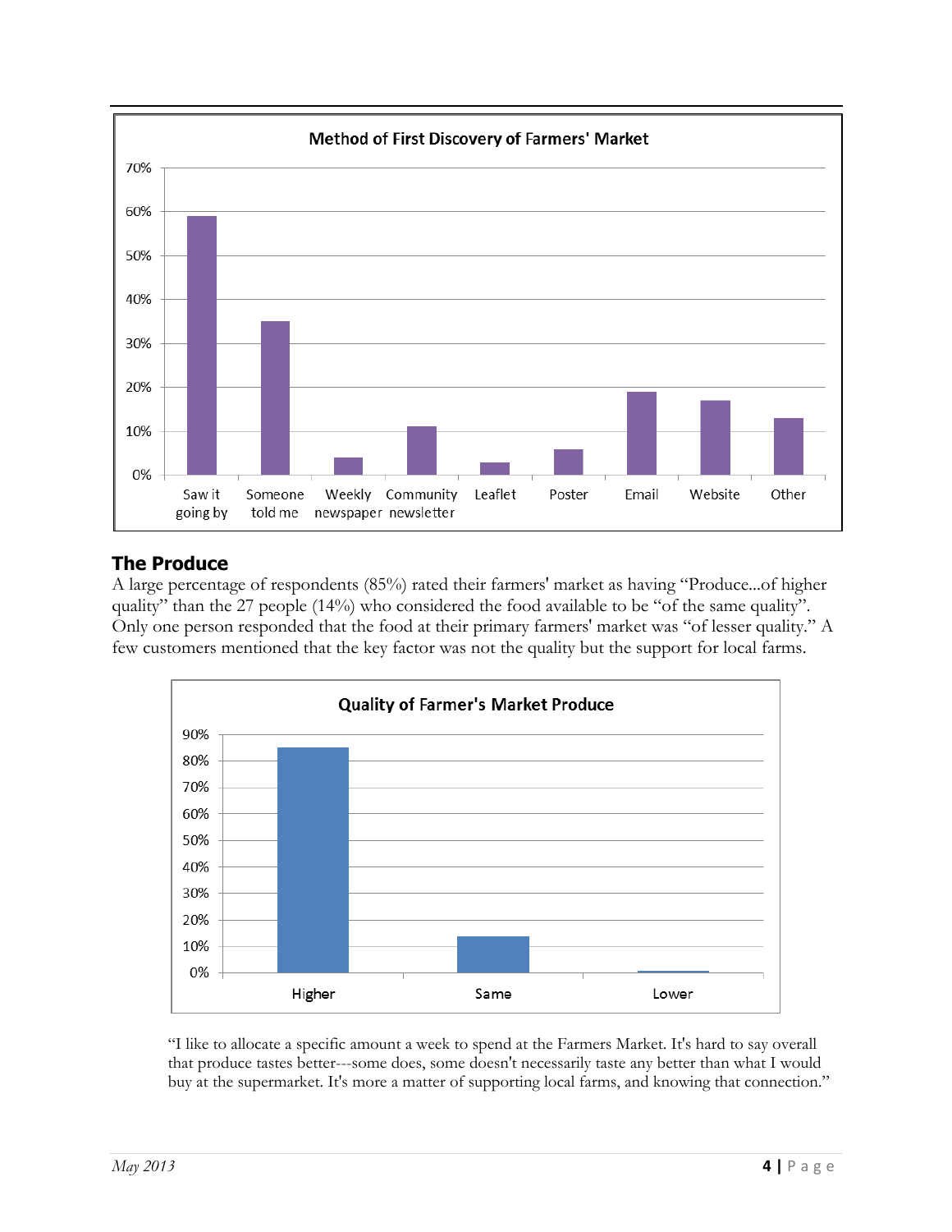**Method of First Discovery of Farmers' Market**

| Method | Percentage |
|---|---|
| Saw it going by | ~59% |
| Someone told me | ~35% |
| Weekly newspaper | ~4% |
| Community newsletter | ~11% |
| Leaflet | ~3% |
| Poster | ~6% |
| Email | ~19% |
| Website | ~17% |
| Other | ~13% |

## The Produce

A large percentage of respondents (85%) rated their farmers' market as having "Produce...of higher quality" than the 27 people (14%) who considered the food available to be "of the same quality". Only one person responded that the food at their primary farmers' market was "of lesser quality." A few customers mentioned that the key factor was not the quality but the support for local farms.

**Quality of Farmer's Market Produce**

| Quality | Percentage |
|---|---|
| Higher | ~85% |
| Same | ~14% |
| Lower | ~1% |

> "I like to allocate a specific amount a week to spend at the Farmers Market. It's hard to say overall that produce tastes better---some does, some doesn't necessarily taste any better than what I would buy at the supermarket. It's more a matter of supporting local farms, and knowing that connection."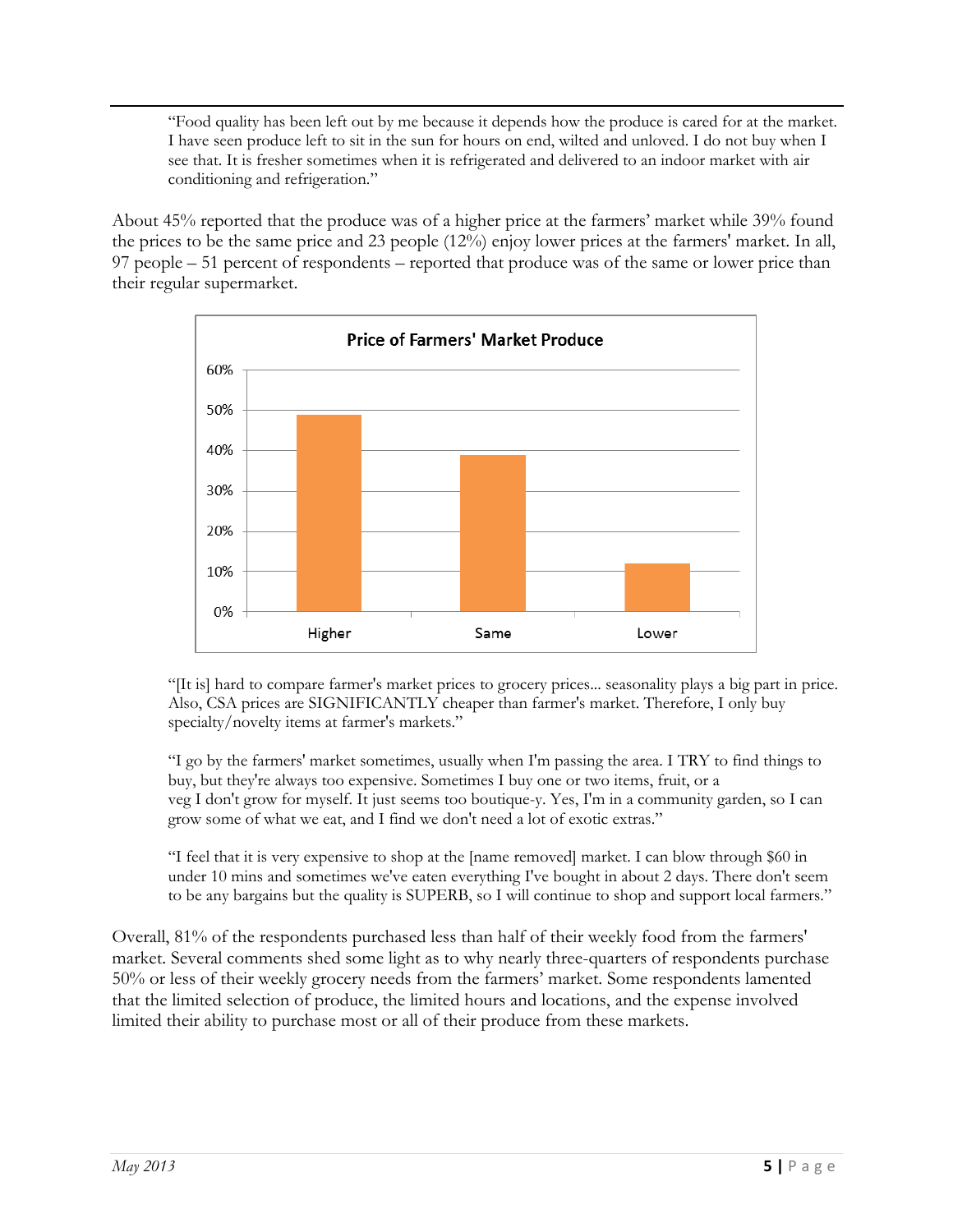> "Food quality has been left out by me because it depends how the produce is cared for at the market. I have seen produce left to sit in the sun for hours on end, wilted and unloved. I do not buy when I see that. It is fresher sometimes when it is refrigerated and delivered to an indoor market with air conditioning and refrigeration."

About 45% reported that the produce was of a higher price at the farmers' market while 39% found the prices to be the same price and 23 people (12%) enjoy lower prices at the farmers' market. In all, 97 people – 51 percent of respondents – reported that produce was of the same or lower price than their regular supermarket.

**Price of Farmers' Market Produce**

> "[It is] hard to compare farmer's market prices to grocery prices... seasonality plays a big part in price. Also, CSA prices are SIGNIFICANTLY cheaper than farmer's market. Therefore, I only buy specialty/novelty items at farmer's markets."

> "I go by the farmers' market sometimes, usually when I'm passing the area. I TRY to find things to buy, but they're always too expensive. Sometimes I buy one or two items, fruit, or a veg I don't grow for myself. It just seems too boutique-y. Yes, I'm in a community garden, so I can grow some of what we eat, and I find we don't need a lot of exotic extras."

> "I feel that it is very expensive to shop at the [name removed] market. I can blow through $60 in under 10 mins and sometimes we've eaten everything I've bought in about 2 days. There don't seem to be any bargains but the quality is SUPERB, so I will continue to shop and support local farmers."

Overall, 81% of the respondents purchased less than half of their weekly food from the farmers' market. Several comments shed some light as to why nearly three-quarters of respondents purchase 50% or less of their weekly grocery needs from the farmers' market. Some respondents lamented that the limited selection of produce, the limited hours and locations, and the expense involved limited their ability to purchase most or all of their produce from these markets.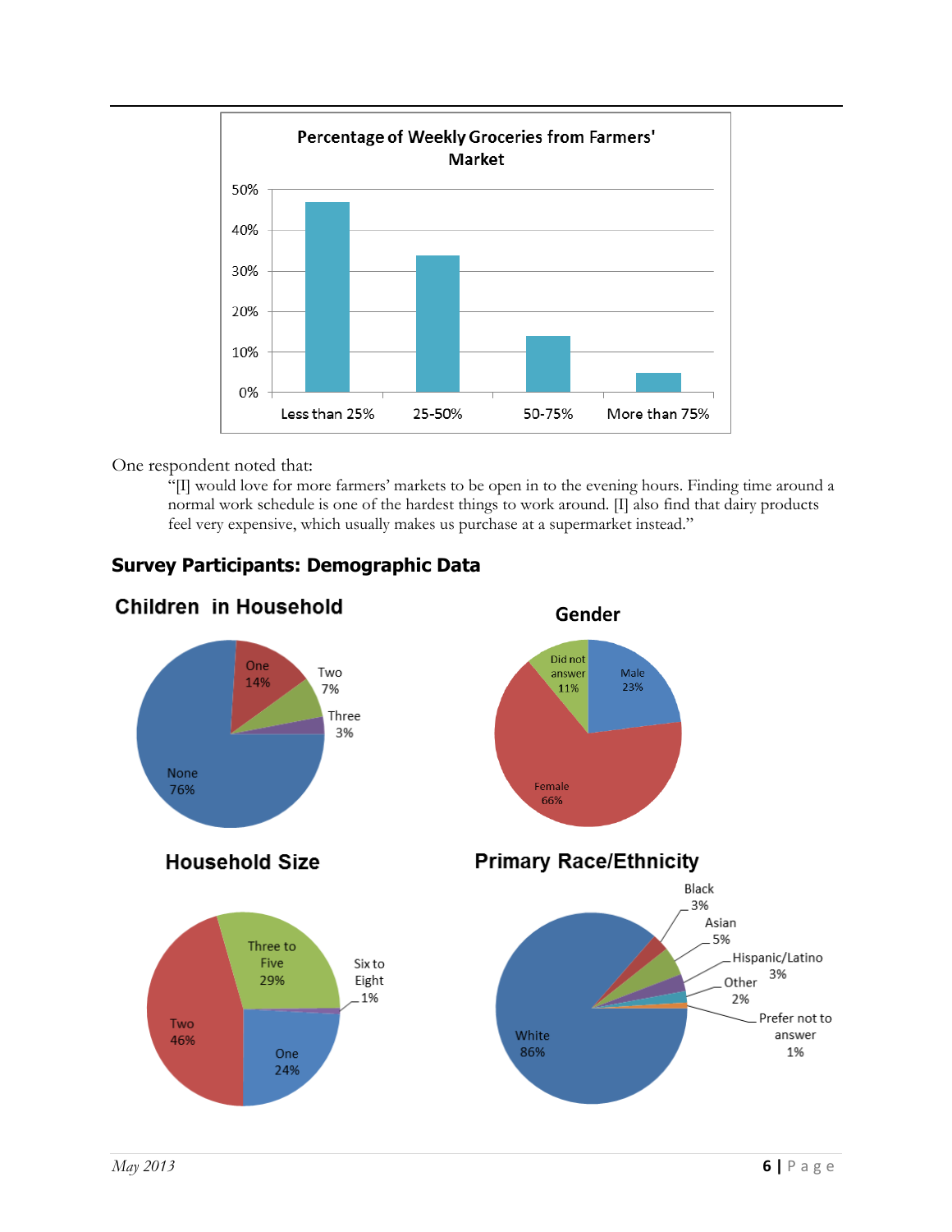**Percentage of Weekly Groceries from Farmers' Market**

| Category | Percentage |
|---|---|
| Less than 25% | ~47% |
| 25-50% | ~34% |
| 50-75% | ~14% |
| More than 75% | ~5% |

One respondent noted that:

> "[I] would love for more farmers' markets to be open in to the evening hours. Finding time around a normal work schedule is one of the hardest things to work around. [I] also find that dairy products feel very expensive, which usually makes us purchase at a supermarket instead."

## Survey Participants: Demographic Data

**Children in Household**

| Children | Percentage |
|---|---|
| None | 76% |
| One | 14% |
| Two | 7% |
| Three | 3% |

**Gender**

| Gender | Percentage |
|---|---|
| Female | 66% |
| Male | 23% |
| Did not answer | 11% |

**Household Size**

| Household Size | Percentage |
|---|---|
| One | 24% |
| Two | 46% |
| Three to Five | 29% |
| Six to Eight | 1% |

**Primary Race/Ethnicity**

| Race/Ethnicity | Percentage |
|---|---|
| White | 86% |
| Black | 3% |
| Asian | 5% |
| Hispanic/Latino | 3% |
| Other | 2% |
| Prefer not to answer | 1% |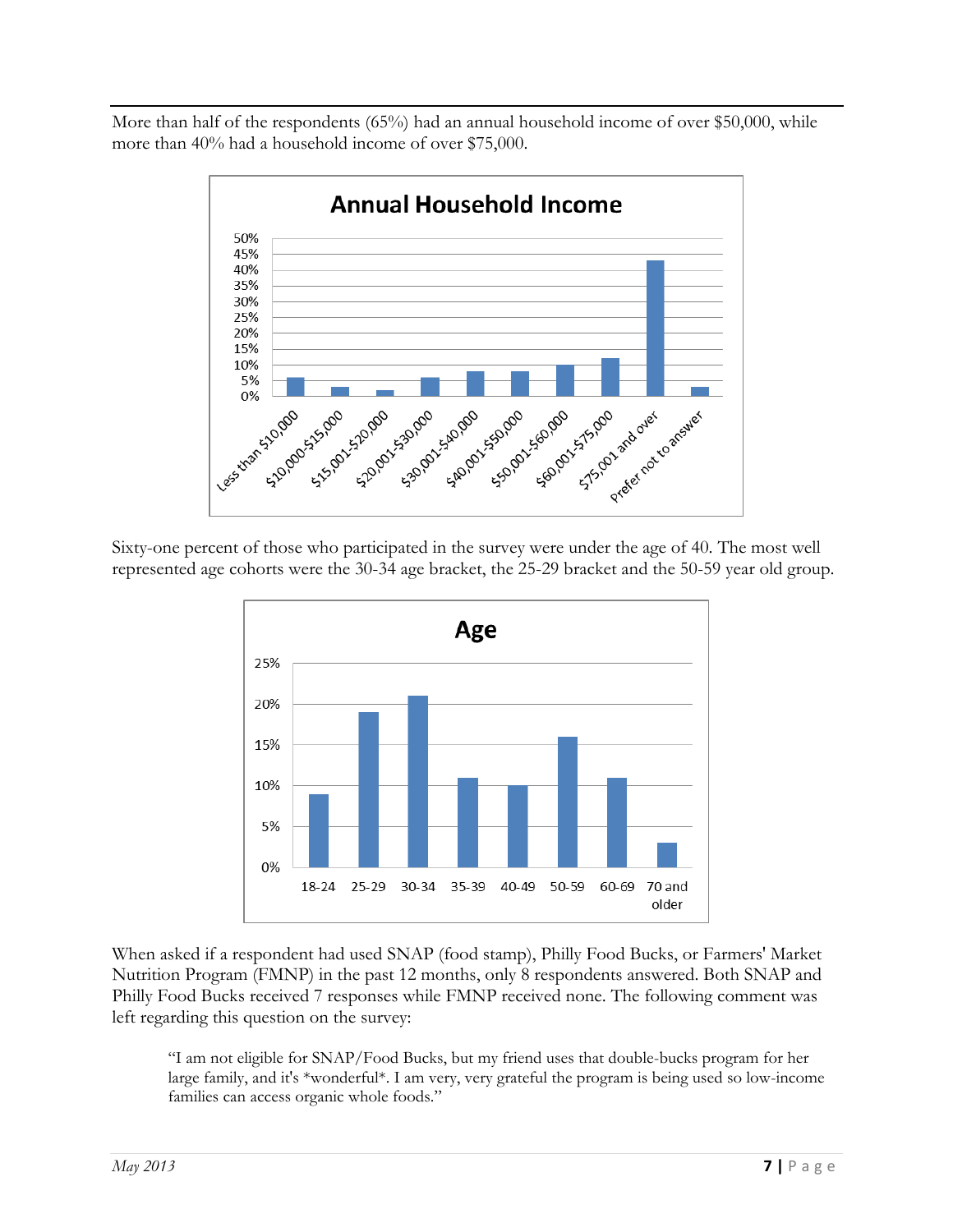More than half of the respondents (65%) had an annual household income of over $50,000, while more than 40% had a household income of over $75,000.

Sixty-one percent of those who participated in the survey were under the age of 40. The most well represented age cohorts were the 30-34 age bracket, the 25-29 bracket and the 50-59 year old group.

When asked if a respondent had used SNAP (food stamp), Philly Food Bucks, or Farmers' Market Nutrition Program (FMNP) in the past 12 months, only 8 respondents answered. Both SNAP and Philly Food Bucks received 7 responses while FMNP received none. The following comment was left regarding this question on the survey:

> "I am not eligible for SNAP/Food Bucks, but my friend uses that double-bucks program for her large family, and it's *wonderful*. I am very, very grateful the program is being used so low-income families can access organic whole foods."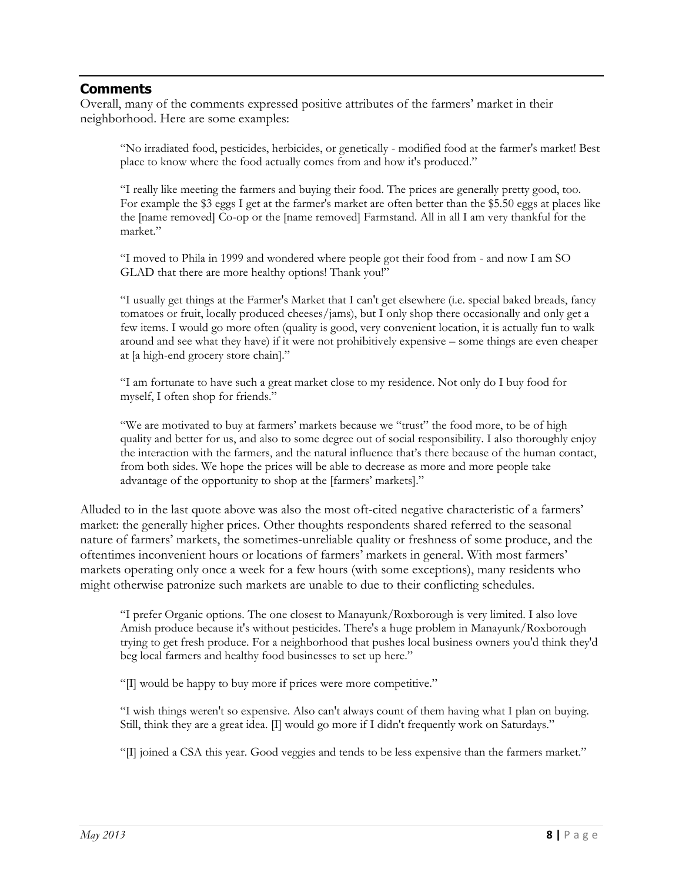## Comments

Overall, many of the comments expressed positive attributes of the farmers' market in their neighborhood. Here are some examples:

> "No irradiated food, pesticides, herbicides, or genetically - modified food at the farmer's market! Best place to know where the food actually comes from and how it's produced."

> "I really like meeting the farmers and buying their food. The prices are generally pretty good, too. For example the $3 eggs I get at the farmer's market are often better than the $5.50 eggs at places like the [name removed] Co-op or the [name removed] Farmstand. All in all I am very thankful for the market."

> "I moved to Phila in 1999 and wondered where people got their food from - and now I am SO GLAD that there are more healthy options! Thank you!"

> "I usually get things at the Farmer's Market that I can't get elsewhere (i.e. special baked breads, fancy tomatoes or fruit, locally produced cheeses/jams), but I only shop there occasionally and only get a few items. I would go more often (quality is good, very convenient location, it is actually fun to walk around and see what they have) if it were not prohibitively expensive – some things are even cheaper at [a high-end grocery store chain]."

> "I am fortunate to have such a great market close to my residence. Not only do I buy food for myself, I often shop for friends."

> "We are motivated to buy at farmers' markets because we "trust" the food more, to be of high quality and better for us, and also to some degree out of social responsibility. I also thoroughly enjoy the interaction with the farmers, and the natural influence that's there because of the human contact, from both sides. We hope the prices will be able to decrease as more and more people take advantage of the opportunity to shop at the [farmers' markets]."

Alluded to in the last quote above was also the most oft-cited negative characteristic of a farmers' market: the generally higher prices. Other thoughts respondents shared referred to the seasonal nature of farmers' markets, the sometimes-unreliable quality or freshness of some produce, and the oftentimes inconvenient hours or locations of farmers' markets in general. With most farmers' markets operating only once a week for a few hours (with some exceptions), many residents who might otherwise patronize such markets are unable to due to their conflicting schedules.

> "I prefer Organic options. The one closest to Manayunk/Roxborough is very limited. I also love Amish produce because it's without pesticides. There's a huge problem in Manayunk/Roxborough trying to get fresh produce. For a neighborhood that pushes local business owners you'd think they'd beg local farmers and healthy food businesses to set up here."

> "[I] would be happy to buy more if prices were more competitive."

> "I wish things weren't so expensive. Also can't always count of them having what I plan on buying. Still, think they are a great idea. [I] would go more if I didn't frequently work on Saturdays."

> "[I] joined a CSA this year. Good veggies and tends to be less expensive than the farmers market."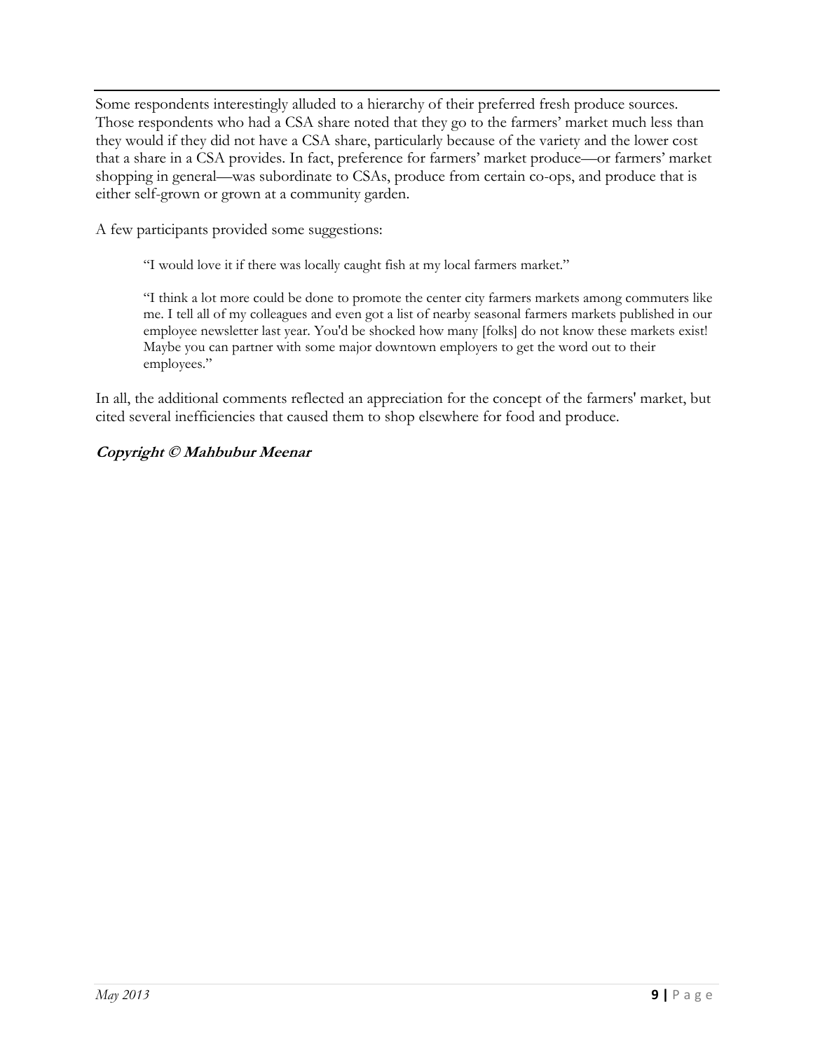Some respondents interestingly alluded to a hierarchy of their preferred fresh produce sources. Those respondents who had a CSA share noted that they go to the farmers' market much less than they would if they did not have a CSA share, particularly because of the variety and the lower cost that a share in a CSA provides. In fact, preference for farmers' market produce—or farmers' market shopping in general—was subordinate to CSAs, produce from certain co-ops, and produce that is either self-grown or grown at a community garden.

A few participants provided some suggestions:

> "I would love it if there was locally caught fish at my local farmers market."
>
> "I think a lot more could be done to promote the center city farmers markets among commuters like me. I tell all of my colleagues and even got a list of nearby seasonal farmers markets published in our employee newsletter last year. You'd be shocked how many [folks] do not know these markets exist! Maybe you can partner with some major downtown employers to get the word out to their employees."

In all, the additional comments reflected an appreciation for the concept of the farmers' market, but cited several inefficiencies that caused them to shop elsewhere for food and produce.

***Copyright © Mahbubur Meenar***